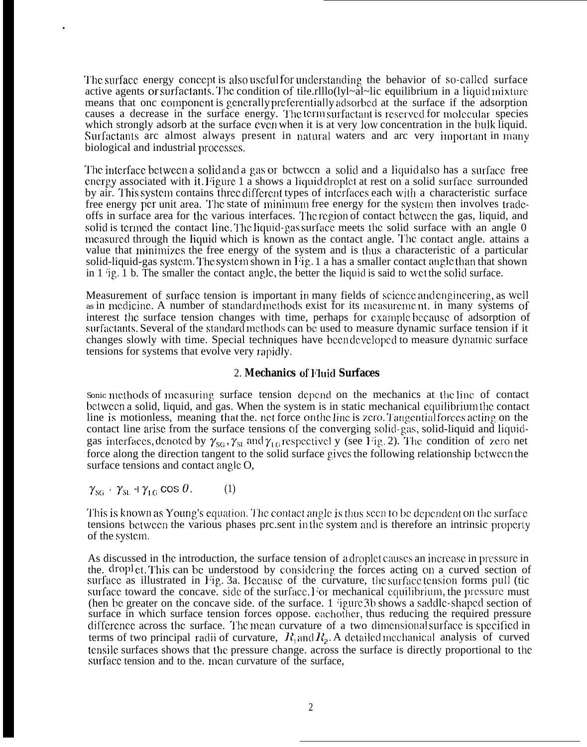The surface energy concept is also useful for understanding the behavior of so-called surface active agents or surfactants. The condition of thermodynamic equilibrium in a liquid mixture means that one component is generally preferentially adsorbed at the surface if the adsorption causes a decrease in the surface energy. The term surfactant is reserved for molecular species which strongly adsorb at the surface even when it is at very low concentration in the bulk liquid. Surfactants are almost always present in natural waters and are very important in many biological and industrial processes.

The interface between a solid and a gas or between a solid and a liquid also has a surface free energy associated with it. Figure 1 a shows a liquid droplet at rest on a solid surface surrounded by air. This system contains three different types of interfaces each with a characteristic surface free energy per unit area. The state of minimum free energy for the system then involves trade-offs in surface area for the various interfaces. The region of contact between the gas, liquid, and solid is termed the contact line. The liquid-gas surface meets the solid surface with an angle $\theta$ measured through the liquid which is known as the contact angle. The contact angle. attains a value that minimizes the free energy of the system and is thus a characteristic of a particular solid-liquid-gas system. The system shown in Fig. 1 a has a smaller contact angle than that shown in Fig. 1 b. The smaller the contact angle, the better the liquid is said to wet the solid surface.

Measurement of surface tension is important in many fields of science and engineering, as well as in medicine. A number of standard methods exist for its measurement. in many systems of interest the surface tension changes with time, perhaps for example because of adsorption of surfactants. Several of the standard methods can be used to measure dynamic surface tension if it changes slowly with time. Special techniques have been developed to measure dynamic surface tensions for systems that evolve very rapidly.

## 2. Mechanics of Fluid Surfaces

Some methods of measuring surface tension depend on the mechanics at the line of contact between a solid, liquid, and gas. When the system is in static mechanical equilibrium the contact line is motionless, meaning that the. net force on the line is zero. Tangential forces acting on the contact line arise from the surface tensions of the converging solid-gas, solid-liquid and liquid-gas interfaces, denoted by $\gamma_{SG}$, $\gamma_{SL}$ and $\gamma_{LG}$ respectively (see Fig. 2). The condition of zero net force along the direction tangent to the solid surface gives the following relationship between the surface tensions and contact angle $\theta$,

$$\gamma_{SG} = \gamma_{SL} + \gamma_{LG} \cos \theta. \qquad (1)$$

This is known as Young's equation. The contact angle is thus seen to be dependent on the surface tensions between the various phases present in the system and is therefore an intrinsic property of the system.

As discussed in the introduction, the surface tension of a droplet causes an increase in pressure in the. droplet. This can be understood by considering the forces acting on a curved section of surface as illustrated in Fig. 3a. Because of the curvature, the surface tension forms pull the surface toward the concave. side of the surface. For mechanical equilibrium, the pressure must then be greater on the concave side. of the surface. Figure 3b shows a saddle-shaped section of surface in which surface tension forces oppose. each other, thus reducing the required pressure difference across the surface. The mean curvature of a two dimensional surface is specified in terms of two principal radii of curvature, $R_1$ and $R_2$. A detailed mechanical analysis of curved tensile surfaces shows that the pressure change. across the surface is directly proportional to the surface tension and to the. mean curvature of the surface,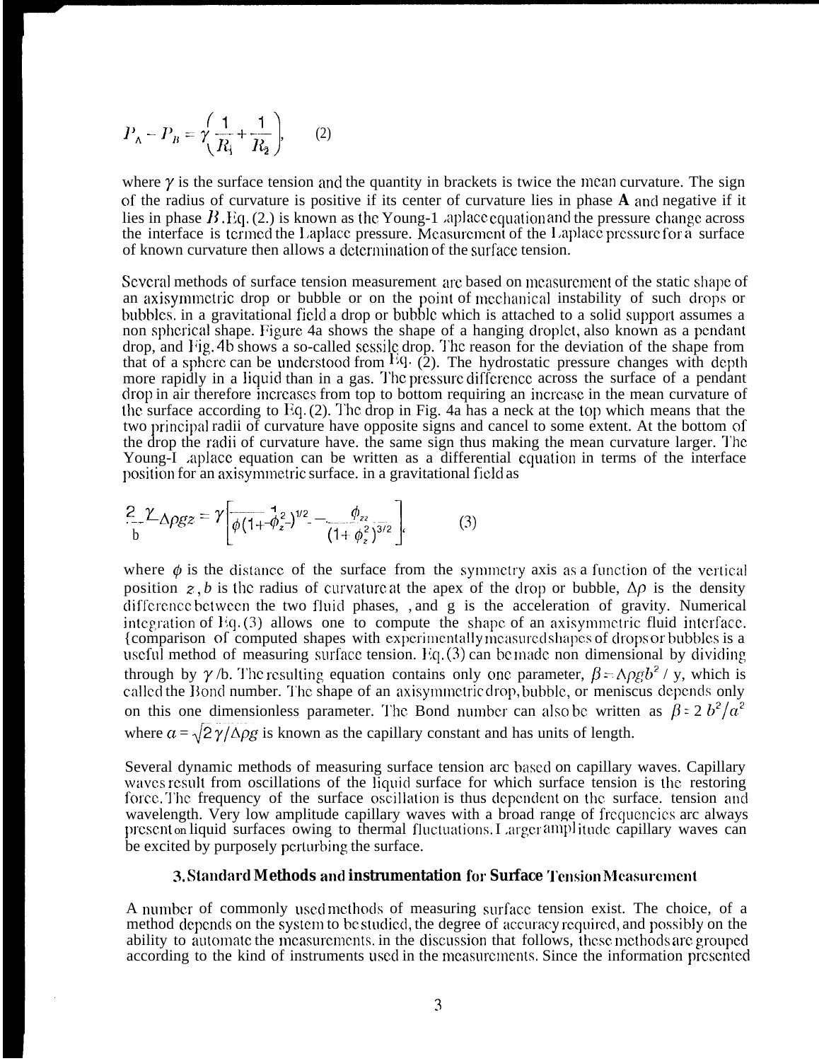$$P_A - P_B = \gamma\left(\frac{1}{R_1} + \frac{1}{R_2}\right), \qquad (2)$$

where $\gamma$ is the surface tension and the quantity in brackets is twice the mean curvature. The sign of the radius of curvature is positive if its center of curvature lies in phase **A** and negative if it lies in phase $B$. Eq. (2.) is known as the Young-Laplace equation and the pressure change across the interface is termed the Laplace pressure. Measurement of the Laplace pressure for a surface of known curvature then allows a determination of the surface tension.

Several methods of surface tension measurement are based on measurement of the static shape of an axisymmetric drop or bubble or on the point of mechanical instability of such drops or bubbles. in a gravitational field a drop or bubble which is attached to a solid support assumes a non spherical shape. Figure 4a shows the shape of a hanging droplet, also known as a pendant drop, and Fig. 4b shows a so-called sessile drop. The reason for the deviation of the shape from that of a sphere can be understood from Eq. (2). The hydrostatic pressure changes with depth more rapidly in a liquid than in a gas. The pressure difference across the surface of a pendant drop in air therefore increases from top to bottom requiring an increase in the mean curvature of the surface according to Eq. (2). The drop in Fig. 4a has a neck at the top which means that the two principal radii of curvature have opposite signs and cancel to some extent. At the bottom of the drop the radii of curvature have. the same sign thus making the mean curvature larger. The Young-Laplace equation can be written as a differential equation in terms of the interface position for an axisymmetric surface. in a gravitational field as

$$\frac{2\gamma}{b} - \Delta\rho g z = \gamma\left[\frac{1}{\phi(1+\phi_z^2)^{1/2}} - \frac{\phi_{zz}}{(1+\phi_z^2)^{3/2}}\right], \qquad (3)$$

where $\phi$ is the distance of the surface from the symmetry axis as a function of the vertical position $z$, $b$ is the radius of curvature at the apex of the drop or bubble, $\Delta\rho$ is the density difference between the two fluid phases, , and g is the acceleration of gravity. Numerical integration of Eq. (3) allows one to compute the shape of an axisymmetric fluid interface. {comparison of computed shapes with experimentally measured shapes of drops or bubbles is a useful method of measuring surface tension. Eq. (3) can be made non dimensional by dividing through by $\gamma$/b. The resulting equation contains only one parameter, $\beta = \Delta\rho g b^2 / \gamma$, which is called the Bond number. The shape of an axisymmetric drop, bubble, or meniscus depends only on this one dimensionless parameter. The Bond number can also be written as $\beta = 2\, b^2/a^2$ where $a = \sqrt{2\gamma/\Delta\rho g}$ is known as the capillary constant and has units of length.

Several dynamic methods of measuring surface tension are based on capillary waves. Capillary waves result from oscillations of the liquid surface for which surface tension is the restoring force. The frequency of the surface oscillation is thus dependent on the surface. tension and wavelength. Very low amplitude capillary waves with a broad range of frequencies are always present on liquid surfaces owing to thermal fluctuations. Larger amplitude capillary waves can be excited by purposely perturbing the surface.

## 3. Standard Methods and instrumentation for Surface Tension Measurement

A number of commonly used methods of measuring surface tension exist. The choice, of a method depends on the system to be studied, the degree of accuracy required, and possibly on the ability to automate the measurements. in the discussion that follows, these methods are grouped according to the kind of instruments used in the measurements. Since the information presented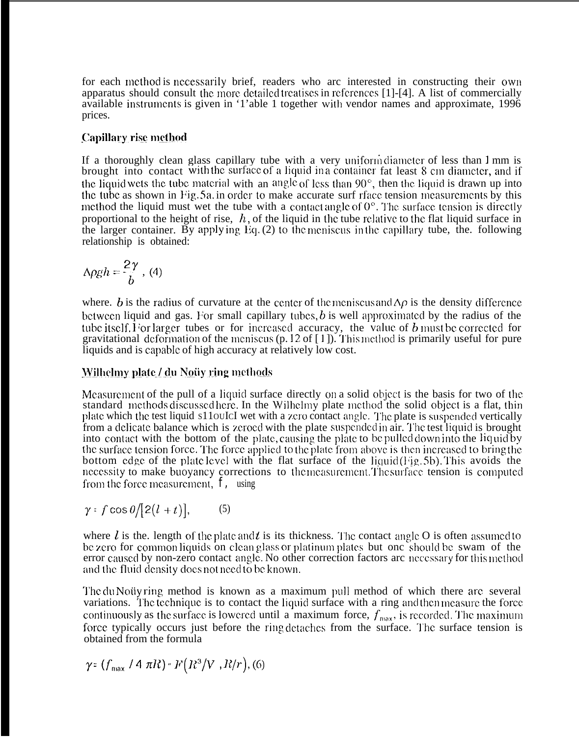for each method is necessarily brief, readers who are interested in constructing their own apparatus should consult the more detailed treatises in references [1]-[4]. A list of commercially available instruments is given in Table 1 together with vendor names and approximate, 1996 prices.

## Capillary rise method

If a thoroughly clean glass capillary tube with a very uniform diameter of less than 1 mm is brought into contact with the surface of a liquid in a container fat least 8 cm diameter, and if the liquid wets the tube material with an angle of less than 90°, then the liquid is drawn up into the tube as shown in Fig.5a. in order to make accurate surf rface tension measurements by this method the liquid must wet the tube with a contact angle of 0°. The surface tension is directly proportional to the height of rise, $h$, of the liquid in the tube relative to the flat liquid surface in the larger container. By applying Eq. (2) to the meniscus in the capillary tube, the. following relationship is obtained:

$$\Delta\rho g h = \frac{2\gamma}{b}, \quad (4)$$

where. $b$ is the radius of curvature at the center of the meniscus and $\Delta\rho$ is the density difference between liquid and gas. For small capillary tubes, $b$ is well approximated by the radius of the tube itself. For larger tubes or for increased accuracy, the value of $b$ must be corrected for gravitational deformation of the meniscus (p. 12 of [1]). This method is primarily useful for pure liquids and is capable of high accuracy at relatively low cost.

## Wilhelmy plate / du Noüy ring methods

Measurement of the pull of a liquid surface directly on a solid object is the basis for two of the standard methods discussed here. In the Wilhelmy plate method the solid object is a flat, thin plate which the test liquid should wet with a zero contact angle. The plate is suspended vertically from a delicate balance which is zeroed with the plate suspended in air. The test liquid is brought into contact with the bottom of the plate, causing the plate to be pulled down into the liquid by the surface tension force. The force applied to the plate from above is then increased to bring the bottom edge of the plate level with the flat surface of the liquid (Fig.5b). This avoids the necessity to make buoyancy corrections to the measurement. The surface tension is computed from the force measurement, $f$, using

$$\gamma = f\cos\theta/\left[2(l+t)\right], \quad (5)$$

where $l$ is the. length of the plate and $t$ is its thickness. The contact angle $\theta$ is often assumed to be zero for common liquids on clean glass or platinum plates but one should be swam of the error caused by non-zero contact angle. No other correction factors are necessary for this method and the fluid density does not need to be known.

The du Noüy ring method is known as a maximum pull method of which there are several variations. The technique is to contact the liquid surface with a ring and then measure the force continuously as the surface is lowered until a maximum force, $f_{max}$, is recorded. The maximum force typically occurs just before the ring detaches from the surface. The surface tension is obtained from the formula

$$\gamma = (f_{max}/4\pi R)\cdot F\left(R^3/V, R/r\right), \quad (6)$$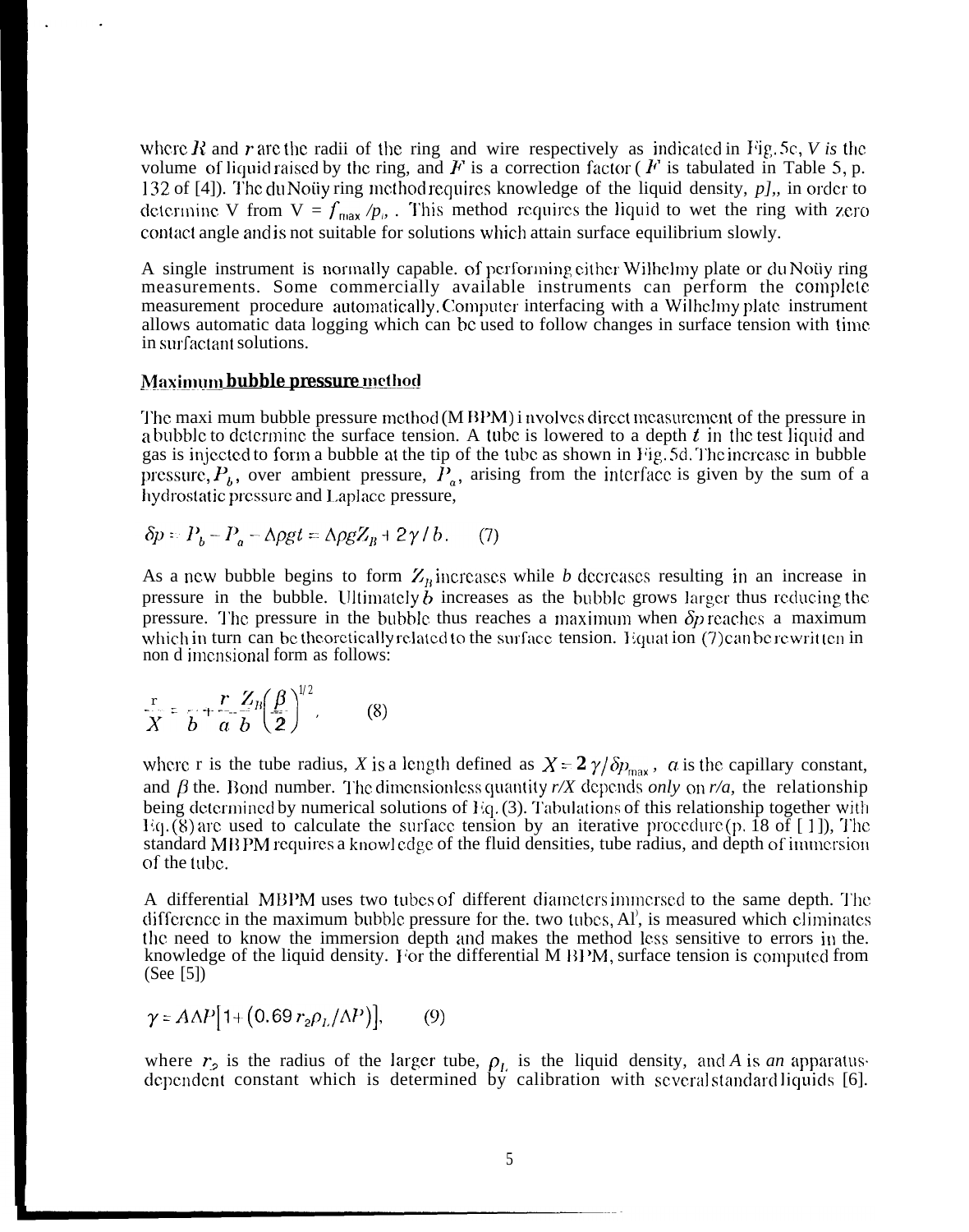where $R$ and $r$ are the radii of the ring and wire respectively as indicated in Fig. 5c, $V$ is the volume of liquid raised by the ring, and $F$ is a correction factor ($F$ is tabulated in Table 5, p. 132 of [4]). The du Noüy ring method requires knowledge of the liquid density, $\rho_L$, in order to determine V from $V = f_{max} / \rho_L$. This method requires the liquid to wet the ring with zero contact angle and is not suitable for solutions which attain surface equilibrium slowly.

A single instrument is normally capable of performing either Wilhelmy plate or du Noüy ring measurements. Some commercially available instruments can perform the complete measurement procedure automatically. Computer interfacing with a Wilhelmy plate instrument allows automatic data logging which can be used to follow changes in surface tension with time in surfactant solutions.

## Maximum bubble pressure method

The maximum bubble pressure method (MBPM) involves direct measurement of the pressure in a bubble to determine the surface tension. A tube is lowered to a depth $t$ in the test liquid and gas is injected to form a bubble at the tip of the tube as shown in Fig. 5d. The increase in bubble pressure, $P_b$, over ambient pressure, $P_a$, arising from the interface is given by the sum of a hydrostatic pressure and Laplace pressure,

$$\delta p = P_b - P_a - \Delta\rho g t = \Delta\rho g Z_B + 2\gamma / b. \qquad (7)$$

As a new bubble begins to form $Z_B$ increases while $b$ decreases resulting in an increase in pressure in the bubble. Ultimately $b$ increases as the bubble grows larger thus reducing the pressure. The pressure in the bubble thus reaches a maximum when $\delta p$ reaches a maximum which in turn can be theoretically related to the surface tension. Equation (7) can be rewritten in non dimensional form as follows:

$$\frac{r}{X} = \frac{r}{b} + \frac{r}{a}\frac{Z_B}{b}\left(\frac{\beta}{2}\right)^{1/2}, \qquad (8)$$

where r is the tube radius, $X$ is a length defined as $X = 2\gamma/\delta p_{max}$, $a$ is the capillary constant, and $\beta$ the Bond number. The dimensionless quantity $r/X$ depends *only* on $r/a$, the relationship being determined by numerical solutions of Eq. (3). Tabulations of this relationship together with Eq. (8) are used to calculate the surface tension by an iterative procedure (p. 18 of [1]). The standard MBPM requires a knowledge of the fluid densities, tube radius, and depth of immersion of the tube.

A differential MBPM uses two tubes of different diameters immersed to the same depth. The difference in the maximum bubble pressure for the two tubes, $\Delta P$, is measured which eliminates the need to know the immersion depth and makes the method less sensitive to errors in the knowledge of the liquid density. For the differential MBPM, surface tension is computed from (See [5])

$$\gamma = A\Delta P\left[1 + \left(0.69\, r_2 \rho_L / \Delta P\right)\right], \qquad (9)$$

where $r_2$ is the radius of the larger tube, $\rho_L$ is the liquid density, and $A$ is an apparatus-dependent constant which is determined by calibration with several standard liquids [6].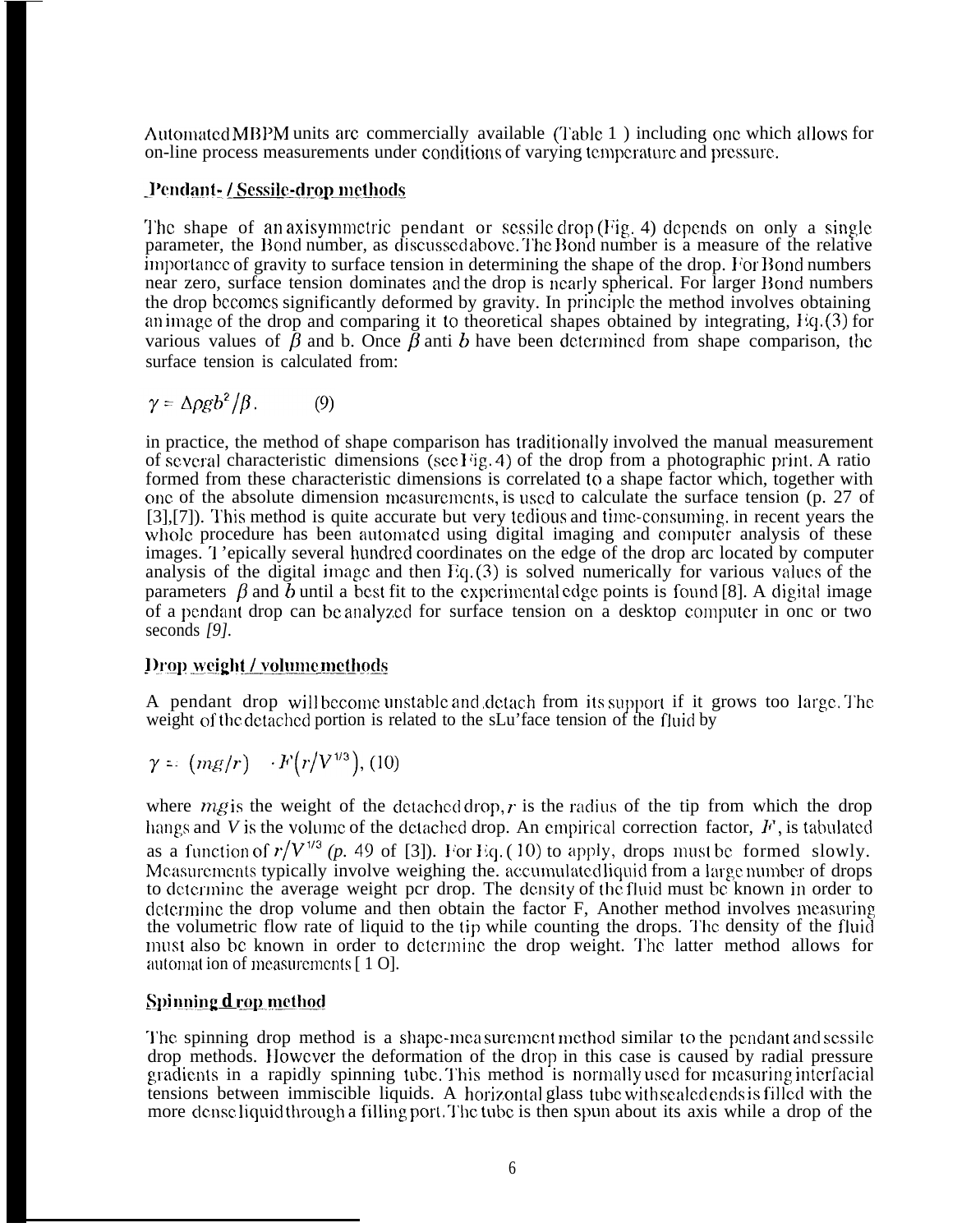Automated MBPM units are commercially available (Table 1 ) including one which allows for on-line process measurements under conditions of varying temperature and pressure.

## Pendant- / Sessile-drop methods

The shape of an axisymmetric pendant or sessile drop (Fig. 4) depends on only a single parameter, the Bond number, as discussed above. The Bond number is a measure of the relative importance of gravity to surface tension in determining the shape of the drop. For Bond numbers near zero, surface tension dominates and the drop is nearly spherical. For larger Bond numbers the drop becomes significantly deformed by gravity. In principle the method involves obtaining an image of the drop and comparing it to theoretical shapes obtained by integrating, Eq.(3) for various values of $\beta$ and b. Once $\beta$ anti $b$ have been determined from shape comparison, the surface tension is calculated from:

$$\gamma = \Delta\rho g b^2/\beta. \qquad (9)$$

in practice, the method of shape comparison has traditionally involved the manual measurement of several characteristic dimensions (see Fig. 4) of the drop from a photographic print. A ratio formed from these characteristic dimensions is correlated to a shape factor which, together with one of the absolute dimension measurements, is used to calculate the surface tension (p. 27 of [3],[7]). This method is quite accurate but very tedious and time-consuming. in recent years the whole procedure has been automated using digital imaging and computer analysis of these images. T 'epically several hundred coordinates on the edge of the drop arc located by computer analysis of the digital image and then Eq.(3) is solved numerically for various values of the parameters $\beta$ and $b$ until a best fit to the experimental edge points is found [8]. A digital image of a pendant drop can be analyzed for surface tension on a desktop computer in one or two seconds *[9]*.

## Drop weight / volume methods

A pendant drop will become unstable and detach from its support if it grows too large. The weight of the detached portion is related to the sLu'face tension of the fluid by

$$\gamma = (mg/r) \cdot F\left(r/V^{1/3}\right), \quad (10)$$

where $mg$ is the weight of the detached drop, $r$ is the radius of the tip from which the drop hangs and $V$ is the volume of the detached drop. An empirical correction factor, $F$, is tabulated as a function of $r/V^{1/3}$ *(p.* 49 of [3]). For Eq.(10) to apply, drops must be formed slowly. Measurements typically involve weighing the. accumulated liquid from a large number of drops to determine the average weight per drop. The density of the fluid must be known in order to determine the drop volume and then obtain the factor F, Another method involves measuring the volumetric flow rate of liquid to the tip while counting the drops. The density of the fluid must also be known in order to determine the drop weight. The latter method allows for automat ion of measurements [ 1 O].

## Spinning drop method

The spinning drop method is a shape-measurement method similar to the pendant and sessile drop methods. However the deformation of the drop in this case is caused by radial pressure gradients in a rapidly spinning tube. This method is normally used for measuring interfacial tensions between immiscible liquids. A horizontal glass tube with sealed ends is filled with the more dense liquid through a filling port. The tube is then spun about its axis while a drop of the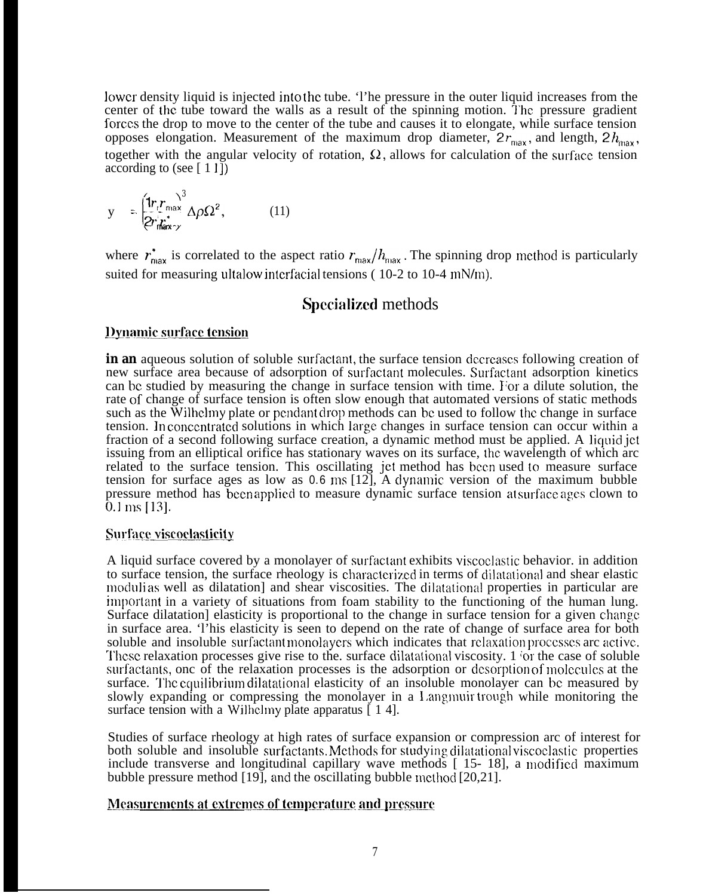lower density liquid is injected into the tube. The pressure in the outer liquid increases from the center of the tube toward the walls as a result of the spinning motion. The pressure gradient forces the drop to move to the center of the tube and causes it to elongate, while surface tension opposes elongation. Measurement of the maximum drop diameter, $2r_{max}$, and length, $2h_{max}$, together with the angular velocity of rotation, $\Omega$, allows for calculation of the surface tension according to (see [11])

$$\gamma = \left(\frac{r_{max}}{2r^*_{max}}\right)^3 \Delta\rho\Omega^2, \qquad (11)$$

where $r^*_{max}$ is correlated to the aspect ratio $r_{max}/h_{max}$. The spinning drop method is particularly suited for measuring ultalow interfacial tensions ( 10-2 to 10-4 mN/m).

## Specialized methods

### Dynamic surface tension

In an aqueous solution of soluble surfactant, the surface tension decreases following creation of new surface area because of adsorption of surfactant molecules. Surfactant adsorption kinetics can be studied by measuring the change in surface tension with time. For a dilute solution, the rate of change of surface tension is often slow enough that automated versions of static methods such as the Wilhelmy plate or pendant drop methods can be used to follow the change in surface tension. In concentrated solutions in which large changes in surface tension can occur within a fraction of a second following surface creation, a dynamic method must be applied. A liquid jet issuing from an elliptical orifice has stationary waves on its surface, the wavelength of which are related to the surface tension. This oscillating jet method has been used to measure surface tension for surface ages as low as 0.6 ms [12], A dynamic version of the maximum bubble pressure method has been applied to measure dynamic surface tension at surface ages down to 0.1 ms [13].

### Surface viscoelasticity

A liquid surface covered by a monolayer of surfactant exhibits viscoelastic behavior. in addition to surface tension, the surface rheology is characterized in terms of dilatational and shear elastic moduli as well as dilatational and shear viscosities. The dilatational properties in particular are important in a variety of situations from foam stability to the functioning of the human lung. Surface dilatational elasticity is proportional to the change in surface tension for a given change in surface area. This elasticity is seen to depend on the rate of change of surface area for both soluble and insoluble surfactant monolayers which indicates that relaxation processes are active. These relaxation processes give rise to the. surface dilatational viscosity. For the case of soluble surfactants, one of the relaxation processes is the adsorption or desorption of molecules at the surface. The equilibrium dilatational elasticity of an insoluble monolayer can be measured by slowly expanding or compressing the monolayer in a Langmuir trough while monitoring the surface tension with a Wilhelmy plate apparatus [14].

Studies of surface rheology at high rates of surface expansion or compression are of interest for both soluble and insoluble surfactants. Methods for studying dilatational viscoelastic properties include transverse and longitudinal capillary wave methods [15-18], a modified maximum bubble pressure method [19], and the oscillating bubble method [20,21].

### Measurements at extremes of temperature and pressure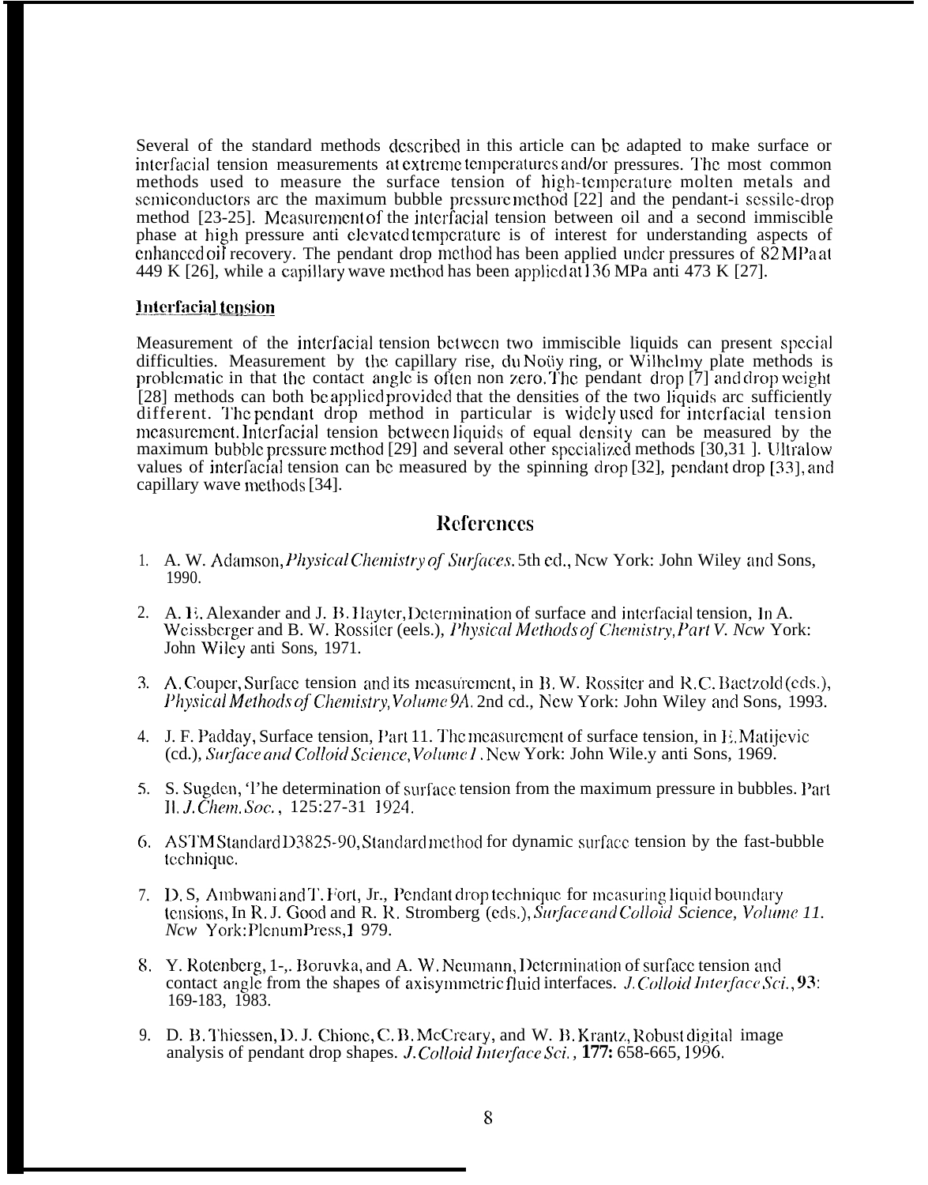Several of the standard methods described in this article can be adapted to make surface or interfacial tension measurements at extreme temperatures and/or pressures. The most common methods used to measure the surface tension of high-temperature molten metals and semiconductors are the maximum bubble pressure method [22] and the pendant-i sessile-drop method [23-25]. Measurement of the interfacial tension between oil and a second immiscible phase at high pressure anti elevated temperature is of interest for understanding aspects of enhanced oil recovery. The pendant drop method has been applied under pressures of 82 MPa at 449 K [26], while a capillary wave method has been applied at 136 MPa anti 473 K [27].

## Interfacial tension

Measurement of the interfacial tension between two immiscible liquids can present special difficulties. Measurement by the capillary rise, du Noüy ring, or Wilhelmy plate methods is problematic in that the contact angle is often non zero. The pendant drop [7] and drop weight [28] methods can both be applied provided that the densities of the two liquids are sufficiently different. The pendant drop method in particular is widely used for interfacial tension measurement. Interfacial tension between liquids of equal density can be measured by the maximum bubble pressure method [29] and several other specialized methods [30,31 ]. Ultralow values of interfacial tension can be measured by the spinning drop [32], pendant drop [33], and capillary wave methods [34].

## References

1. A. W. Adamson, *Physical Chemistry of Surfaces*. 5th ed., New York: John Wiley and Sons, 1990.

2. A. E. Alexander and J. B. Hayter, Determination of surface and interfacial tension, In A. Weissberger and B. W. Rossiter (eels.), *Physical Methods of Chemistry, Part V*. New York: John Wiley anti Sons, 1971.

3. A. Couper, Surface tension and its measurement, in B. W. Rossiter and R. C. Baetzold (eds.), *Physical Methods of Chemistry, Volume 9A*. 2nd ed., New York: John Wiley and Sons, 1993.

4. J. F. Padday, Surface tension, Part 11. The measurement of surface tension, in E. Matijevic (ed.), *Surface and Colloid Science, Volume 1*. New York: John Wile.y anti Sons, 1969.

5. S. Sugden, The determination of surface tension from the maximum pressure in bubbles. Part II. *J. Chem. Soc.*, 125:27-31 1924.

6. ASTM Standard D3825-90, Standard method for dynamic surface tension by the fast-bubble technique.

7. D. S, Ambwani and T. Fort, Jr., Pendant drop technique for measuring liquid boundary tensions, In R. J. Good and R. R. Stromberg (eds.), *Surface and Colloid Science, Volume 11*. New York: Plenum Press, 1 979.

8. Y. Rotenberg, 1-,. Boruvka, and A. W. Neumann, Determination of surface tension and contact angle from the shapes of axisymmetric fluid interfaces. *J. Colloid Interface Sci.*, **93**: 169-183, 1983.

9. D. B. Thiessen, D. J. Chione, C. B. McCreary, and W. B. Krantz, Robust digital image analysis of pendant drop shapes. *J. Colloid Interface Sci.*, **177:** 658-665, 1996.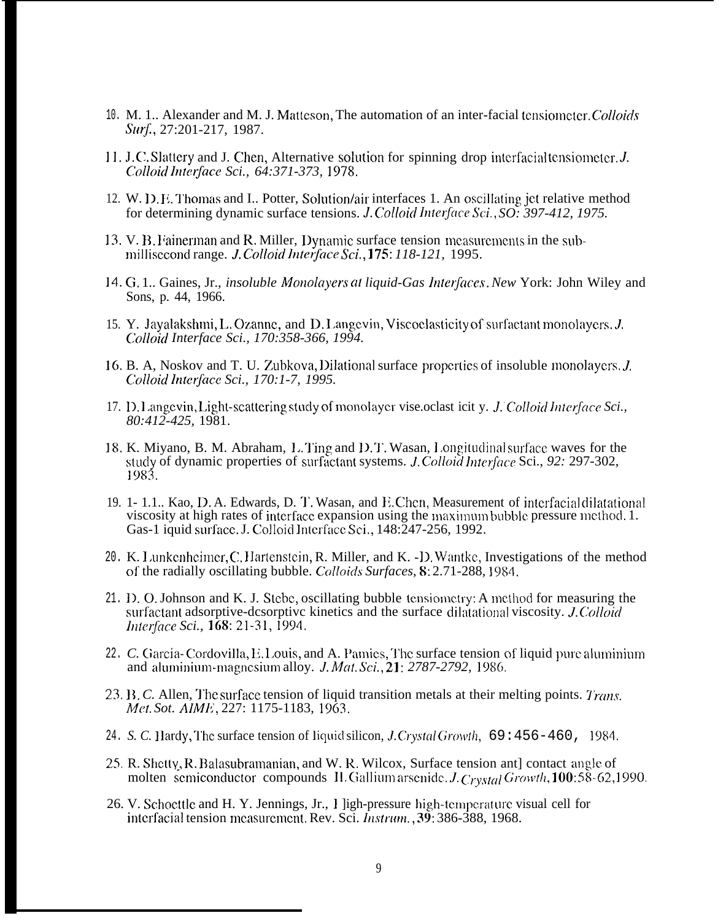10. M. 1.. Alexander and M. J. Matteson, The automation of an inter-facial tensiometer. *Colloids Surf.*, 27:201-217, 1987.

11. J. C. Slattery and J. Chen, Alternative solution for spinning drop interfacial tensiometer. *J. Colloid Interface Sci., 64:371-373,* 1978.

12. W. D. E. Thomas and L. Potter, Solution/air interfaces 1. An oscillating jet relative method for determining dynamic surface tensions. *J. Colloid Interface Sci., SO: 397-412, 1975.*

13. V. B. Fainerman and R. Miller, Dynamic surface tension measurements in the sub-millisecond range. *J. Colloid Interface Sci.*, **175**: *118-121,* 1995.

14. G. 1.. Gaines, Jr., *insoluble Monolayers at liquid-Gas Interfaces. New* York: John Wiley and Sons, p. 44, 1966.

15. Y. Jayalakshmi, L. Ozanne, and D. Langevin, Viscoelasticity of surfactant monolayers. *J. Colloid Interface Sci., 170:358-366, 1994.*

16. B. A, Noskov and T. U. Zubkova, Dilational surface properties of insoluble monolayers. *J. Colloid Interface Sci., 170:1-7, 1995.*

17. D. Langevin, Light-scattering study of monolayer vise.oclast icit y. *J. Colloid Interface Sci., 80:412-425,* 1981.

18. K. Miyano, B. M. Abraham, L. Ting and D. T. Wasan, Longitudinal surface waves for the study of dynamic properties of surfactant systems. *J. Colloid Interface* Sci., *92:* 297-302, 1983.

19. 1- 1.1.. Kao, D. A. Edwards, D. T. Wasan, and E. Chen, Measurement of interfacial dilatational viscosity at high rates of interface expansion using the maximum bubble pressure method. 1. Gas-1 iquid surface. J. Colloid Interface Sci., 148:247-256, 1992.

20. K. Lunkenheimer, C. Hartenstein, R. Miller, and K. -D. Wantke, Investigations of the method of the radially oscillating bubble. *Colloids Surfaces,* **8**: 2.71-288, 1984.

21. D. O. Johnson and K. J. Stebe, oscillating bubble tensiometry: A method for measuring the surfactant adsorptive-desorptive kinetics and the surface dilatational viscosity. *J. Colloid Interface Sci.,* **168**: 21-31, 1994.

22. *C.* Garcia-Cordovilla, E. Louis, and A. Pamies, The surface tension of liquid pure aluminium and aluminium-magnesium alloy. *J. Mat. Sci.*, **21**: *2787-2792,* 1986.

23. B. *C.* Allen, The surface tension of liquid transition metals at their melting points. *Trans. Met. Sot. AIME*, 227: 1175-1183, 1963.

24. *S. C.* Hardy, The surface tension of liquid silicon, *J. Crystal Growth*, 69:456-460, 1984.

25. R. Shetty, R. Balasubramanian, and W. R. Wilcox, Surface tension ant] contact angle of molten semiconductor compounds II. Gallium arsenide. *J. Crystal Growth*, **100**:58-62,1990.

26. V. Schoettle and H. Y. Jennings, Jr., 1 ]igh-pressure high-temperature visual cell for interfacial tension measurement. Rev. Sci. *Instrum.*, **39**: 386-388, 1968.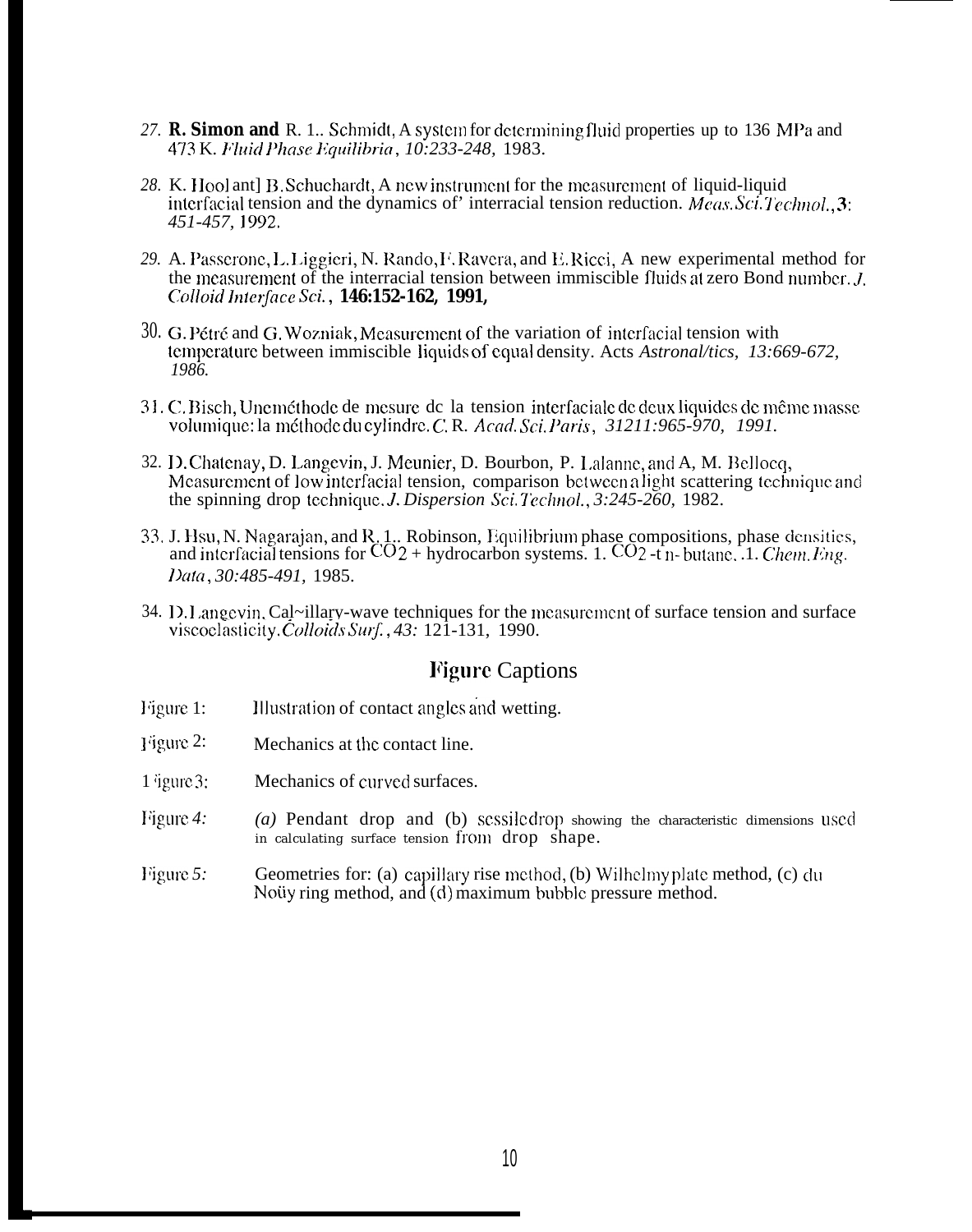27. **R. Simon and** R. 1.. Schmidt, A system for determining fluid properties up to 136 MPa and 473 K. *Fluid Phase Equilibria*, *10:233-248,* 1983.

28. K. Hool ant] B. Schuchardt, A new instrument for the measurement of liquid-liquid interfacial tension and the dynamics of' interracial tension reduction. *Meas. Sci. Technol.*, **3**: *451-457,* 1992.

29. A. Passerone, L. Liggieri, N. Rando, F. Ravera, and E. Ricci, A new experimental method for the measurement of the interracial tension between immiscible fluids at zero Bond number. *J. Colloid Interface Sci.*, **146:152-162, 1991,**

30. G. Pétré and G. Wozniak, Measurement of the variation of interfacial tension with temperature between immiscible liquids of equal density. Acts *Astronal/tics, 13:669-672, 1986.*

31. C. Bisch, Une méthode de mesure dc la tension interfaciale de deux liquides de même masse volumique: la méthode du cylindre. *C.* R. *Acad. Sci. Paris*, *31211:965-970, 1991.*

32. D. Chatenay, D. Langevin, J. Meunier, D. Bourbon, P. Lalanne, and A, M. Bellocq, Measurement of low interfacial tension, comparison between a light scattering technique and the spinning drop technique. *J. Dispersion Sci. Technol.*, *3:245-260,* 1982.

33. J. Hsu, N. Nagarajan, and R. 1.. Robinson, Equilibrium phase compositions, phase densities, and interfacial tensions for $CO_2$ + hydrocarbon systems. 1. $CO_2$ -t n- butane. .1. *Chem. Eng. Data*, *30:485-491,* 1985.

34. D. Langevin, Cal~illary-wave techniques for the measurement of surface tension and surface viscoelasticity. *Colloids Surf.*, *43:* 121-131, 1990.

## Figure Captions

Figure 1: Illustration of contact angles and wetting.

Figure 2: Mechanics at the contact line.

Figure 3: Mechanics of curved surfaces.

Figure *4:* *(a)* Pendant drop and (b) sessile drop showing the characteristic dimensions used in calculating surface tension from drop shape.

Figure *5:* Geometries for: (a) capillary rise method, (b) Wilhelmy plate method, (c) du Noüy ring method, and (d) maximum bubble pressure method.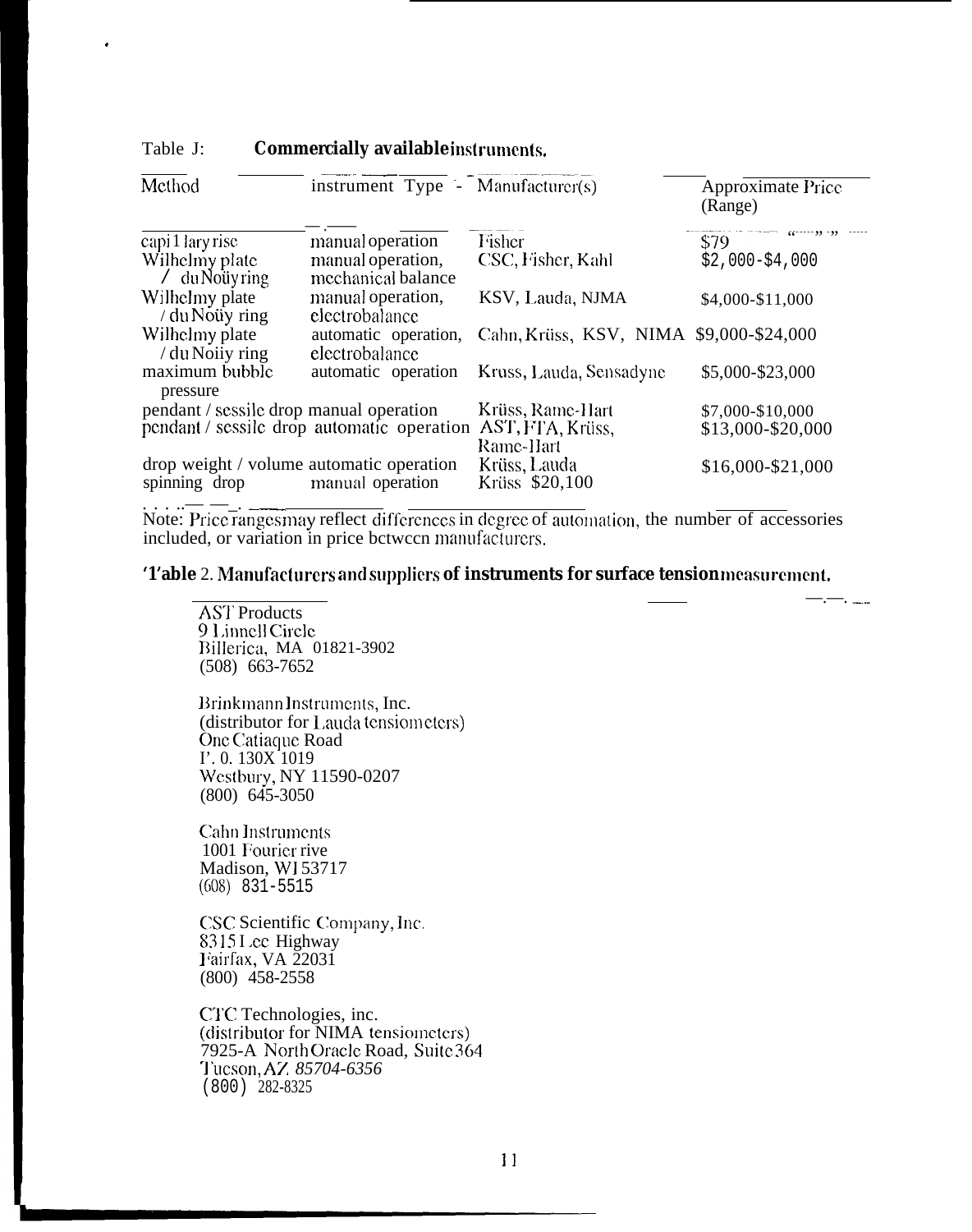Table 1: **Commercially available instruments.**

| Method | Instrument Type | Manufacturer(s) | Approximate Price (Range) |
|---|---|---|---|
| capillary rise | manual operation | Fisher | $79 |
| Wilhelmy plate / du Noüy ring | manual operation, mechanical balance | CSC, Fisher, Kahl | $2,000-$4,000 |
| Wilhelmy plate / du Noüy ring | manual operation, electrobalance | KSV, Lauda, NIMA | $4,000-$11,000 |
| Wilhelmy plate / du Noüy ring | automatic operation, electrobalance | Cahn, Krüss, KSV, NIMA | $9,000-$24,000 |
| maximum bubble pressure | automatic operation | Kruss, Lauda, Sensadyne | $5,000-$23,000 |
| pendant / sessile drop | manual operation | Krüss, Rame-Hart | $7,000-$10,000 |
| pendant / sessile drop | automatic operation | AST, FTA, Krüss, Rame-Hart | $13,000-$20,000 |
| drop weight / volume | automatic operation | Krüss, Lauda | $16,000-$21,000 |
| spinning drop | manual operation | Krüss | $20,100 |

Note: Price ranges may reflect differences in degree of automation, the number of accessories included, or variation in price between manufacturers.

**Table 2. Manufacturers and suppliers of instruments for surface tension measurement.**

AST Products
9 Linnell Circle
Billerica, MA 01821-3902
(508) 663-7652

Brinkmann Instruments, Inc.
(distributor for Lauda tensiometers)
One Catiaque Road
P. O. BOX 1019
Westbury, NY 11590-0207
(800) 645-3050

Cahn Instruments
1001 Fourier rive
Madison, WI 53717
(608) 831-5515

CSC Scientific Company, Inc.
8315 Lee Highway
Fairfax, VA 22031
(800) 458-2558

CTC Technologies, inc.
(distributor for NIMA tensiometers)
7925-A North Oracle Road, Suite 364
Tucson, AZ 85704-6356
(800) 282-8325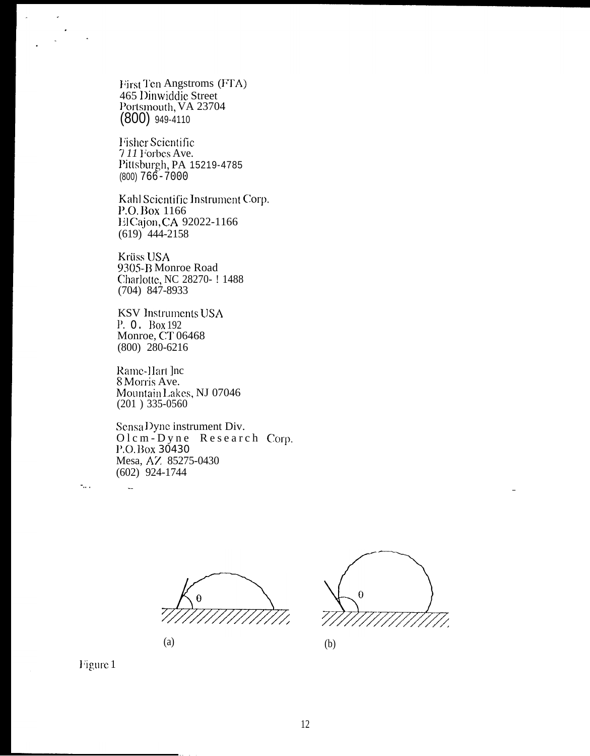First Ten Angstroms (FTA)
465 Dinwiddie Street
Portsmouth, VA 23704
(800) 949-4110

Fisher Scientific
711 Forbes Ave.
Pittsburgh, PA 15219-4785
(800) 766-7000

Kahl Scientific Instrument Corp.
P.O. Box 1166
El Cajon, CA 92022-1166
(619) 444-2158

Krüss USA
9305-B Monroe Road
Charlotte, NC 28270- ! 1488
(704) 847-8933

KSV Instruments USA
P. O. Box 192
Monroe, CT 06468
(800) 280-6216

Rame-Hart Inc
8 Morris Ave.
Mountain Lakes, NJ 07046
(201 ) 335-0560

Sensa Dyne instrument Div.
Olem-Dyne Research Corp.
P.O. Box 30430
Mesa, AZ 85275-0430
(602) 924-1744

θ

(a)

θ

(b)

Figure 1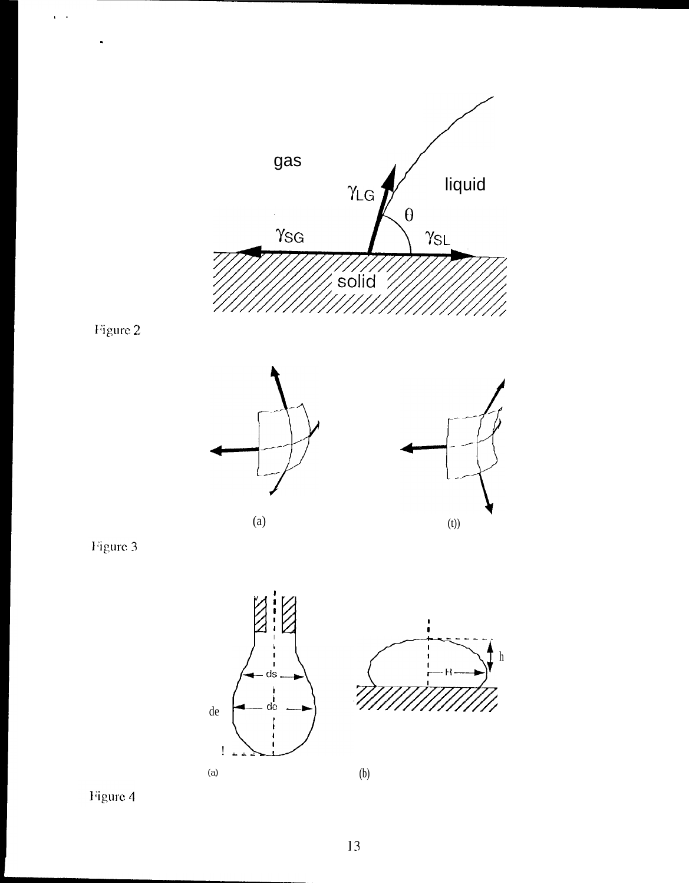Figure 2

Figure 3

Figure 4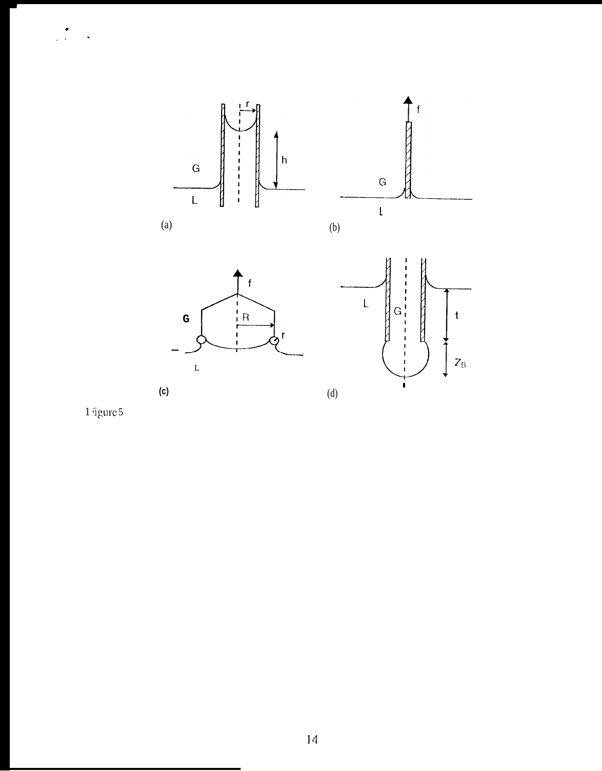G

L

h

r

(a)

f

G

L

(b)

f

G

R

r

L

(c)

L

G

t

$Z_B$

(d)

Figure 5